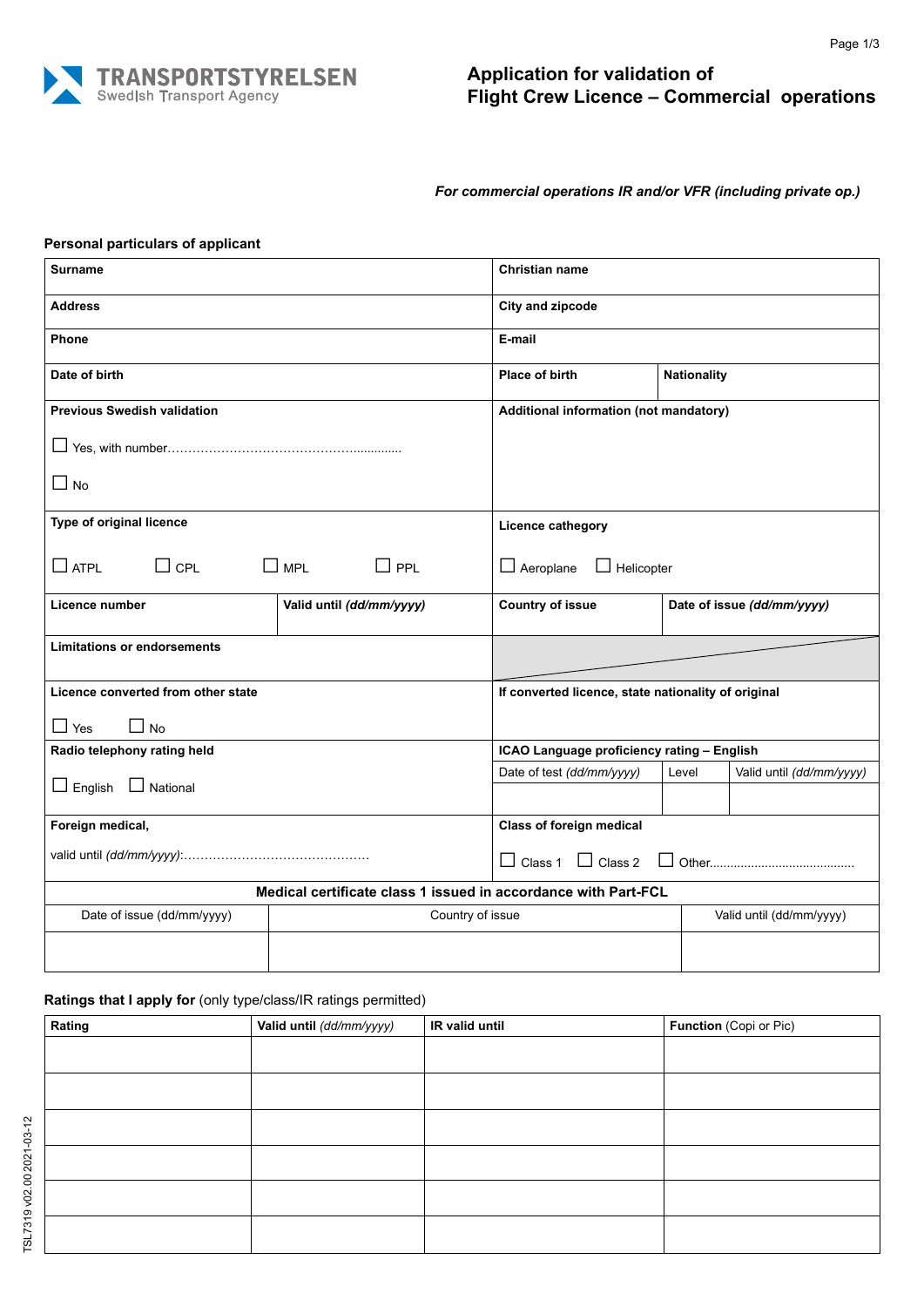TRANSPORTSTYRELSEN
Swedish Transport Agency

# Application for validation of Flight Crew Licence – Commercial operations

*For commercial operations IR and/or VFR (including private op.)*

## Personal particulars of applicant

| | | |
|---|---|---|
| **Surname** | **Christian name** | |
| **Address** | **City and zipcode** | |
| **Phone** | **E-mail** | |
| **Date of birth** | **Place of birth** | **Nationality** |
| **Previous Swedish validation**<br>☐ Yes, with number…………………………………………..........<br>☐ No | **Additional information (not mandatory)** | |
| **Type of original licence**<br>☐ ATPL ☐ CPL ☐ MPL ☐ PPL | **Licence cathegory**<br>☐ Aeroplane ☐ Helicopter | |

| | | | |
|---|---|---|---|
| **Licence number** | **Valid until** *(dd/mm/yyyy)* | **Country of issue** | **Date of issue** *(dd/mm/yyyy)* |
| **Limitations or endorsements** | | | |
| **Licence converted from other state**<br>☐ Yes ☐ No | | **If converted licence, state nationality of original** | |

| | | | |
|---|---|---|---|
| **Radio telephony rating held**<br>☐ English ☐ National | **ICAO Language proficiency rating – English** | | |
| | Date of test *(dd/mm/yyyy)* | Level | Valid until *(dd/mm/yyyy)* |
| **Foreign medical,**<br>valid until *(dd/mm/yyyy)*:……………………………………… | **Class of foreign medical**<br>☐ Class 1 ☐ Class 2 ☐ Other…...................................... | | |

**Medical certificate class 1 issued in accordance with Part-FCL**

| Date of issue (dd/mm/yyyy) | Country of issue | Valid until (dd/mm/yyyy) |
|---|---|---|
| | | |

**Ratings that I apply for** (only type/class/IR ratings permitted)

| Rating | Valid until *(dd/mm/yyyy)* | IR valid until | Function (Copi or Pic) |
|---|---|---|---|
| | | | |
| | | | |
| | | | |
| | | | |
| | | | |
| | | | |

TSL7319 v02.00 2021-03-12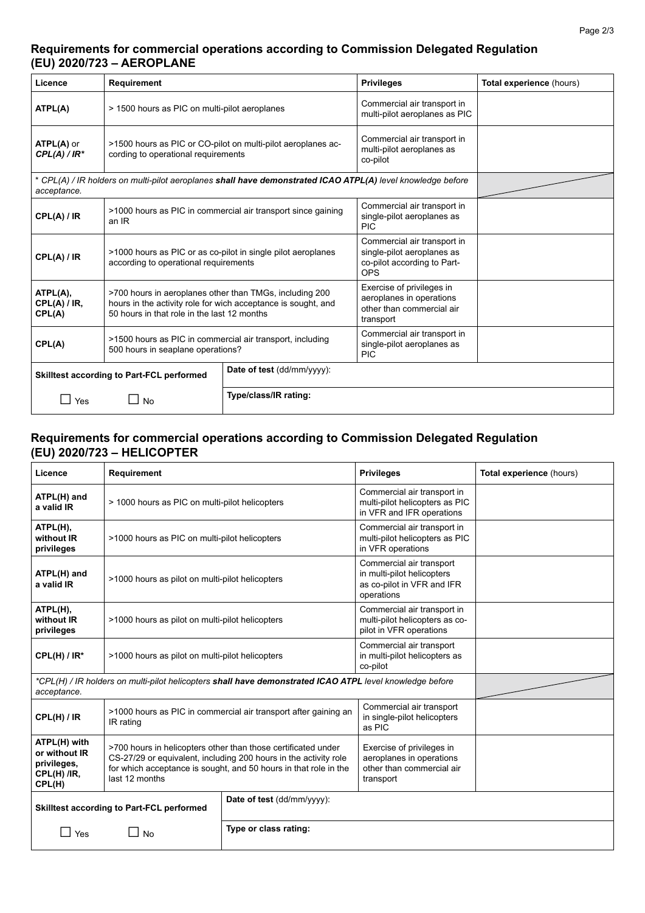## Requirements for commercial operations according to Commission Delegated Regulation (EU) 2020/723 – AEROPLANE

| Licence | Requirement | Privileges | Total experience (hours) |
|---|---|---|---|
| **ATPL(A)** | > 1500 hours as PIC on multi-pilot aeroplanes | Commercial air transport in multi-pilot aeroplanes as PIC | |
| **ATPL(A)** or ***CPL(A) / IR**** | >1500 hours as PIC or CO-pilot on multi-pilot aeroplanes according to operational requirements | Commercial air transport in multi-pilot aeroplanes as co-pilot | |
| *\* CPL(A) / IR holders on multi-pilot aeroplanes **shall have demonstrated ICAO ATPL(A)** level knowledge before acceptance.* | | | |
| **CPL(A) / IR** | >1000 hours as PIC in commercial air transport since gaining an IR | Commercial air transport in single-pilot aeroplanes as PIC | |
| **CPL(A) / IR** | >1000 hours as PIC or as co-pilot in single pilot aeroplanes according to operational requirements | Commercial air transport in single-pilot aeroplanes as co-pilot according to Part-OPS | |
| **ATPL(A), CPL(A) / IR, CPL(A)** | >700 hours in aeroplanes other than TMGs, including 200 hours in the activity role for wich acceptance is sought, and 50 hours in that role in the last 12 months | Exercise of privileges in aeroplanes in operations other than commercial air transport | |
| **CPL(A)** | >1500 hours as PIC in commercial air transport, including 500 hours in seaplane operations? | Commercial air transport in single-pilot aeroplanes as PIC | |
| **Skilltest according to Part-FCL performed** | **Date of test** (dd/mm/yyyy): | | |
| ☐ Yes ☐ No | **Type/class/IR rating:** | | |

## Requirements for commercial operations according to Commission Delegated Regulation (EU) 2020/723 – HELICOPTER

| Licence | Requirement | Privileges | Total experience (hours) |
|---|---|---|---|
| **ATPL(H) and a valid IR** | > 1000 hours as PIC on multi-pilot helicopters | Commercial air transport in multi-pilot helicopters as PIC in VFR and IFR operations | |
| **ATPL(H), without IR privileges** | >1000 hours as PIC on multi-pilot helicopters | Commercial air transport in multi-pilot helicopters as PIC in VFR operations | |
| **ATPL(H) and a valid IR** | >1000 hours as pilot on multi-pilot helicopters | Commercial air transport in multi-pilot helicopters as co-pilot in VFR and IFR operations | |
| **ATPL(H), without IR privileges** | >1000 hours as pilot on multi-pilot helicopters | Commercial air transport in multi-pilot helicopters as co-pilot in VFR operations | |
| **CPL(H) / IR*** | >1000 hours as pilot on multi-pilot helicopters | Commercial air transport in multi-pilot helicopters as co-pilot | |
| *\*CPL(H) / IR holders on multi-pilot helicopters **shall have demonstrated ICAO ATPL** level knowledge before acceptance.* | | | |
| **CPL(H) / IR** | >1000 hours as PIC in commercial air transport after gaining an IR rating | Commercial air transport in single-pilot helicopters as PIC | |
| **ATPL(H) with or without IR privileges, CPL(H) /IR, CPL(H)** | >700 hours in helicopters other than those certificated under CS-27/29 or equivalent, including 200 hours in the activity role for which acceptance is sought, and 50 hours in that role in the last 12 months | Exercise of privileges in aeroplanes in operations other than commercial air transport | |
| **Skilltest according to Part-FCL performed** | **Date of test** (dd/mm/yyyy): | | |
| ☐ Yes ☐ No | **Type or class rating:** | | |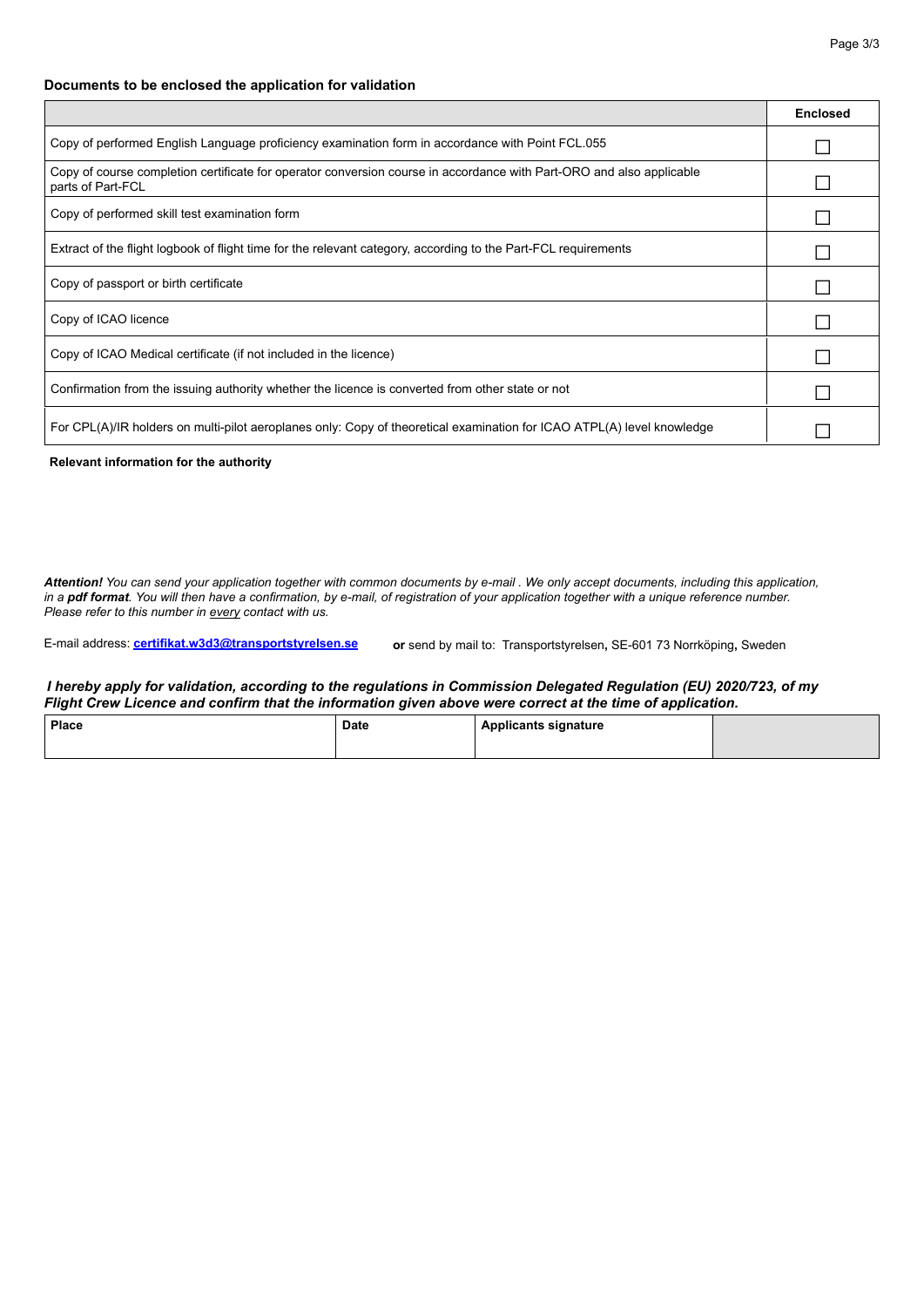### Documents to be enclosed the application for validation

| | Enclosed |
|---|---|
| Copy of performed English Language proficiency examination form in accordance with Point FCL.055 | ☐ |
| Copy of course completion certificate for operator conversion course in accordance with Part-ORO and also applicable parts of Part-FCL | ☐ |
| Copy of performed skill test examination form | ☐ |
| Extract of the flight logbook of flight time for the relevant category, according to the Part-FCL requirements | ☐ |
| Copy of passport or birth certificate | ☐ |
| Copy of ICAO licence | ☐ |
| Copy of ICAO Medical certificate (if not included in the licence) | ☐ |
| Confirmation from the issuing authority whether the licence is converted from other state or not | ☐ |
| For CPL(A)/IR holders on multi-pilot aeroplanes only: Copy of theoretical examination for ICAO ATPL(A) level knowledge | ☐ |

**Relevant information for the authority**

***Attention!*** *You can send your application together with common documents by e-mail . We only accept documents, including this application, in a* ***pdf format****. You will then have a confirmation, by e-mail, of registration of your application together with a unique reference number. Please refer to this number in every contact with us.*

E-mail address: **certifikat.w3d3@transportstyrelsen.se** **or** send by mail to: Transportstyrelsen, SE-601 73 Norrköping, Sweden

***I hereby apply for validation, according to the regulations in Commission Delegated Regulation (EU) 2020/723, of my Flight Crew Licence and confirm that the information given above were correct at the time of application.***

| Place | Date | Applicants signature | |
|---|---|---|---|
| | | | |